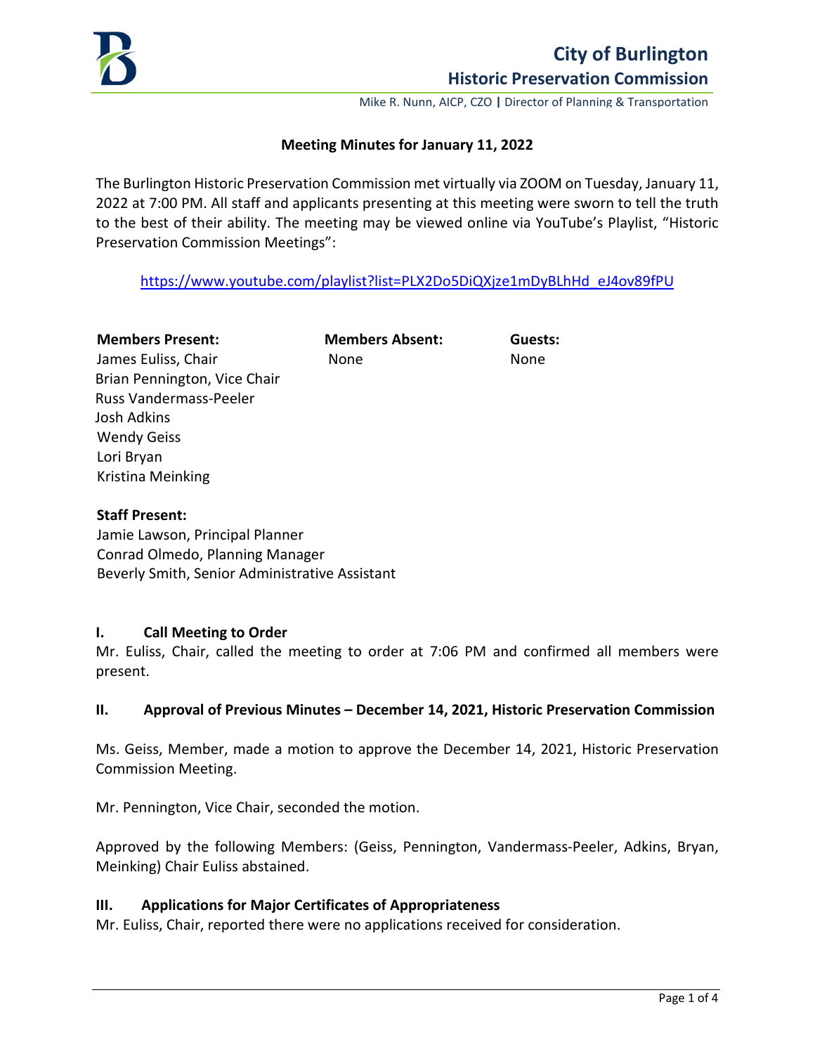# City of Burlington

## Historic Preservation Commission

Mike R. Nunn, AICP, CZO | Director of Planning & Transportation

### Meeting Minutes for January 11, 2022

The Burlington Historic Preservation Commission met virtually via ZOOM on Tuesday, January 11, 2022 at 7:00 PM. All staff and applicants presenting at this meeting were sworn to tell the truth to the best of their ability. The meeting may be viewed online via YouTube's Playlist, "Historic Preservation Commission Meetings":

https://www.youtube.com/playlist?list=PLX2Do5DiQXjze1mDyBLhHd_eJ4ov89fPU

| Members Present: | Members Absent: | Guests: |
|---|---|---|
| James Euliss, Chair | None | None |
| Brian Pennington, Vice Chair | | |
| Russ Vandermass-Peeler | | |
| Josh Adkins | | |
| Wendy Geiss | | |
| Lori Bryan | | |
| Kristina Meinking | | |

**Staff Present:**
Jamie Lawson, Principal Planner
Conrad Olmedo, Planning Manager
Beverly Smith, Senior Administrative Assistant

### I. Call Meeting to Order

Mr. Euliss, Chair, called the meeting to order at 7:06 PM and confirmed all members were present.

### II. Approval of Previous Minutes – December 14, 2021, Historic Preservation Commission

Ms. Geiss, Member, made a motion to approve the December 14, 2021, Historic Preservation Commission Meeting.

Mr. Pennington, Vice Chair, seconded the motion.

Approved by the following Members: (Geiss, Pennington, Vandermass-Peeler, Adkins, Bryan, Meinking) Chair Euliss abstained.

### III. Applications for Major Certificates of Appropriateness

Mr. Euliss, Chair, reported there were no applications received for consideration.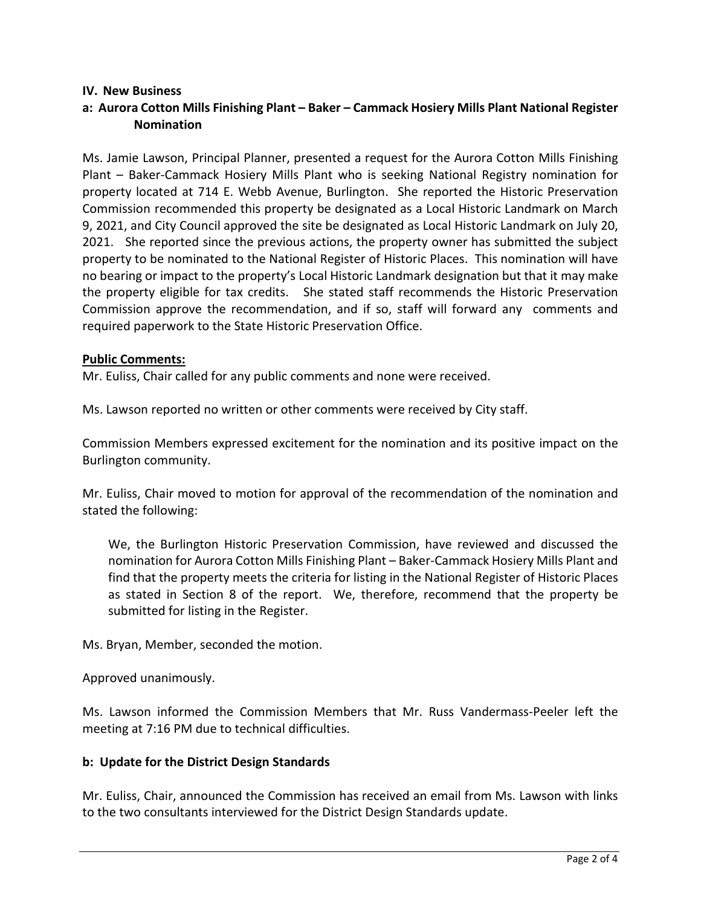## IV. New Business

### a: Aurora Cotton Mills Finishing Plant – Baker – Cammack Hosiery Mills Plant National Register Nomination

Ms. Jamie Lawson, Principal Planner, presented a request for the Aurora Cotton Mills Finishing Plant – Baker-Cammack Hosiery Mills Plant who is seeking National Registry nomination for property located at 714 E. Webb Avenue, Burlington. She reported the Historic Preservation Commission recommended this property be designated as a Local Historic Landmark on March 9, 2021, and City Council approved the site be designated as Local Historic Landmark on July 20, 2021. She reported since the previous actions, the property owner has submitted the subject property to be nominated to the National Register of Historic Places. This nomination will have no bearing or impact to the property's Local Historic Landmark designation but that it may make the property eligible for tax credits. She stated staff recommends the Historic Preservation Commission approve the recommendation, and if so, staff will forward any comments and required paperwork to the State Historic Preservation Office.

**Public Comments:**

Mr. Euliss, Chair called for any public comments and none were received.

Ms. Lawson reported no written or other comments were received by City staff.

Commission Members expressed excitement for the nomination and its positive impact on the Burlington community.

Mr. Euliss, Chair moved to motion for approval of the recommendation of the nomination and stated the following:

> We, the Burlington Historic Preservation Commission, have reviewed and discussed the nomination for Aurora Cotton Mills Finishing Plant – Baker-Cammack Hosiery Mills Plant and find that the property meets the criteria for listing in the National Register of Historic Places as stated in Section 8 of the report. We, therefore, recommend that the property be submitted for listing in the Register.

Ms. Bryan, Member, seconded the motion.

Approved unanimously.

Ms. Lawson informed the Commission Members that Mr. Russ Vandermass-Peeler left the meeting at 7:16 PM due to technical difficulties.

### b: Update for the District Design Standards

Mr. Euliss, Chair, announced the Commission has received an email from Ms. Lawson with links to the two consultants interviewed for the District Design Standards update.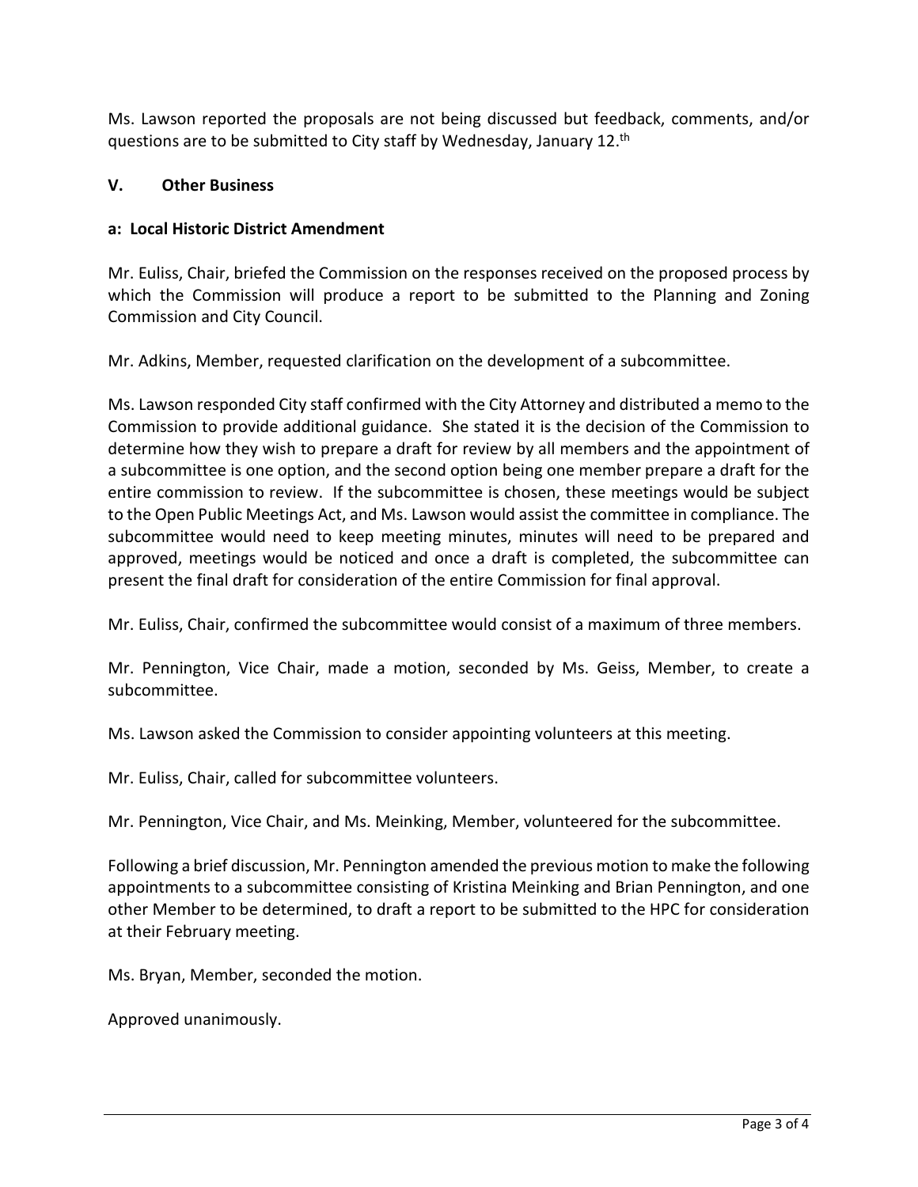Ms. Lawson reported the proposals are not being discussed but feedback, comments, and/or questions are to be submitted to City staff by Wednesday, January 12.th

## V. Other Business

### a: Local Historic District Amendment

Mr. Euliss, Chair, briefed the Commission on the responses received on the proposed process by which the Commission will produce a report to be submitted to the Planning and Zoning Commission and City Council.

Mr. Adkins, Member, requested clarification on the development of a subcommittee.

Ms. Lawson responded City staff confirmed with the City Attorney and distributed a memo to the Commission to provide additional guidance. She stated it is the decision of the Commission to determine how they wish to prepare a draft for review by all members and the appointment of a subcommittee is one option, and the second option being one member prepare a draft for the entire commission to review. If the subcommittee is chosen, these meetings would be subject to the Open Public Meetings Act, and Ms. Lawson would assist the committee in compliance. The subcommittee would need to keep meeting minutes, minutes will need to be prepared and approved, meetings would be noticed and once a draft is completed, the subcommittee can present the final draft for consideration of the entire Commission for final approval.

Mr. Euliss, Chair, confirmed the subcommittee would consist of a maximum of three members.

Mr. Pennington, Vice Chair, made a motion, seconded by Ms. Geiss, Member, to create a subcommittee.

Ms. Lawson asked the Commission to consider appointing volunteers at this meeting.

Mr. Euliss, Chair, called for subcommittee volunteers.

Mr. Pennington, Vice Chair, and Ms. Meinking, Member, volunteered for the subcommittee.

Following a brief discussion, Mr. Pennington amended the previous motion to make the following appointments to a subcommittee consisting of Kristina Meinking and Brian Pennington, and one other Member to be determined, to draft a report to be submitted to the HPC for consideration at their February meeting.

Ms. Bryan, Member, seconded the motion.

Approved unanimously.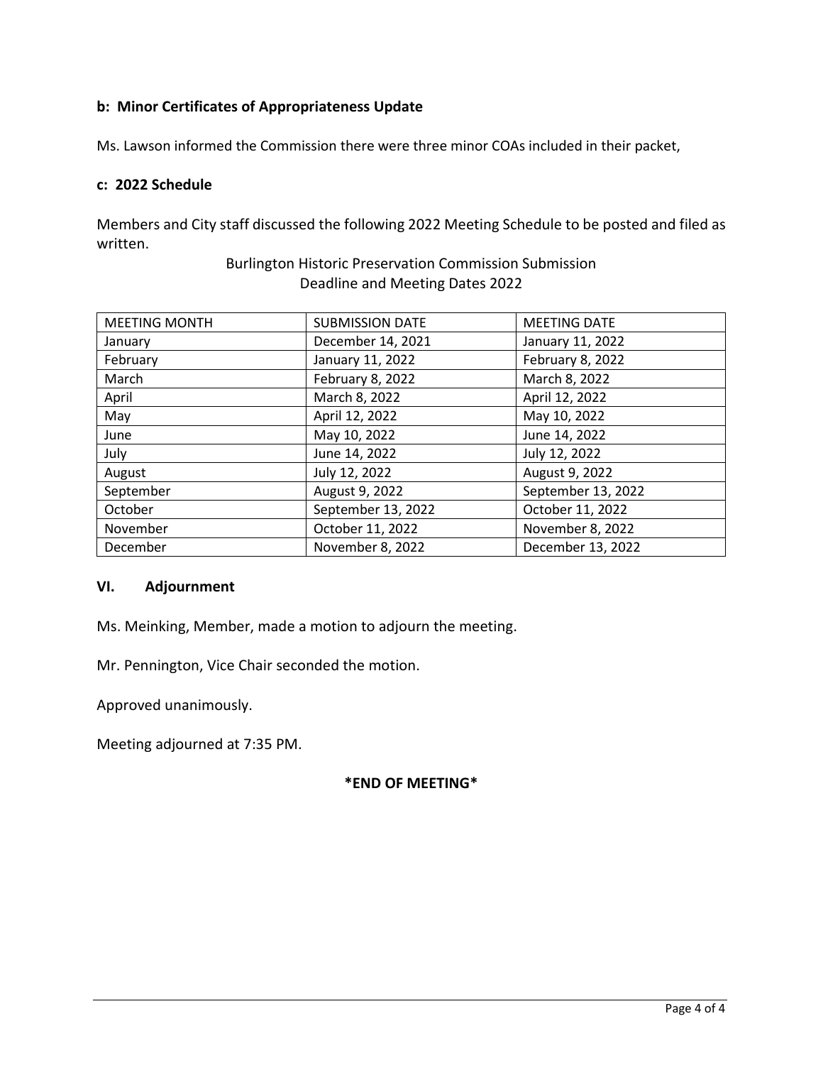**b: Minor Certificates of Appropriateness Update**

Ms. Lawson informed the Commission there were three minor COAs included in their packet,

**c: 2022 Schedule**

Members and City staff discussed the following 2022 Meeting Schedule to be posted and filed as written.

Burlington Historic Preservation Commission Submission Deadline and Meeting Dates 2022

| MEETING MONTH | SUBMISSION DATE | MEETING DATE |
|---|---|---|
| January | December 14, 2021 | January 11, 2022 |
| February | January 11, 2022 | February 8, 2022 |
| March | February 8, 2022 | March 8, 2022 |
| April | March 8, 2022 | April 12, 2022 |
| May | April 12, 2022 | May 10, 2022 |
| June | May 10, 2022 | June 14, 2022 |
| July | June 14, 2022 | July 12, 2022 |
| August | July 12, 2022 | August 9, 2022 |
| September | August 9, 2022 | September 13, 2022 |
| October | September 13, 2022 | October 11, 2022 |
| November | October 11, 2022 | November 8, 2022 |
| December | November 8, 2022 | December 13, 2022 |

## VI. Adjournment

Ms. Meinking, Member, made a motion to adjourn the meeting.

Mr. Pennington, Vice Chair seconded the motion.

Approved unanimously.

Meeting adjourned at 7:35 PM.

**\*END OF MEETING\***